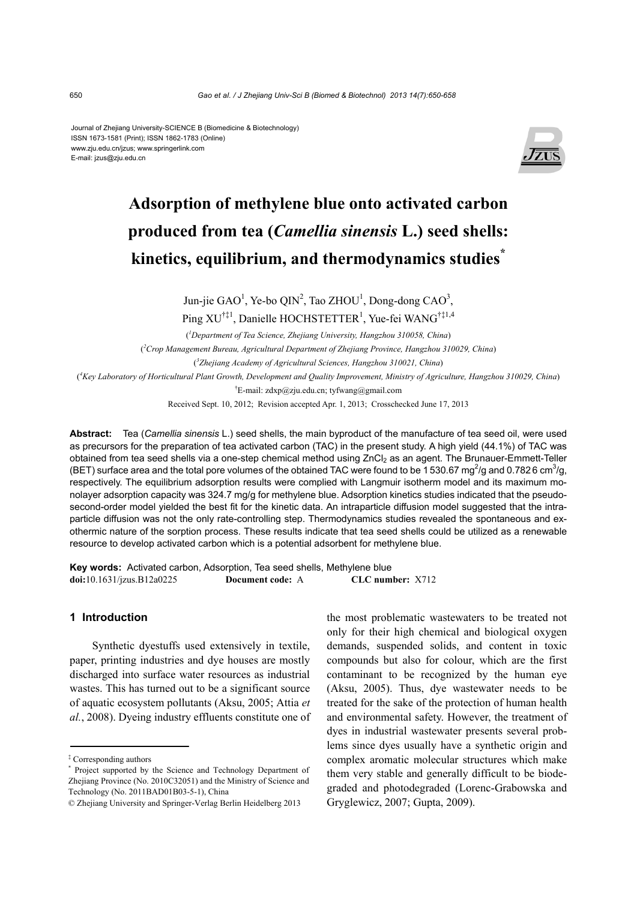Journal of Zhejiang University-SCIENCE B (Biomedicine & Biotechnology)
ISSN 1673-1581 (Print); ISSN 1862-1783 (Online)
www.zju.edu.cn/jzus; www.springerlink.com
E-mail: jzus@zju.edu.cn

# Adsorption of methylene blue onto activated carbon produced from tea (*Camellia sinensis* L.) seed shells: kinetics, equilibrium, and thermodynamics studies*

Jun-jie GAO[1], Ye-bo QIN[2], Tao ZHOU[1], Dong-dong CAO[3], Ping XU[†‡1], Danielle HOCHSTETTER[1], Yue-fei WANG[†‡1,4]

([1]*Department of Tea Science, Zhejiang University, Hangzhou 310058, China*)

([2]*Crop Management Bureau, Agricultural Department of Zhejiang Province, Hangzhou 310029, China*)

([3]*Zhejiang Academy of Agricultural Sciences, Hangzhou 310021, China*)

([4]*Key Laboratory of Horticultural Plant Growth, Development and Quality Improvement, Ministry of Agriculture, Hangzhou 310029, China*)

[†]E-mail: zdxp@zju.edu.cn; tyfwang@gmail.com

Received Sept. 10, 2012; Revision accepted Apr. 1, 2013; Crosschecked June 17, 2013

**Abstract:** Tea (*Camellia sinensis* L.) seed shells, the main byproduct of the manufacture of tea seed oil, were used as precursors for the preparation of tea activated carbon (TAC) in the present study. A high yield (44.1%) of TAC was obtained from tea seed shells via a one-step chemical method using $ZnCl_2$ as an agent. The Brunauer-Emmett-Teller (BET) surface area and the total pore volumes of the obtained TAC were found to be 1 530.67 $mg^2/g$ and 0.782 6 $cm^3/g$, respectively. The equilibrium adsorption results were complied with Langmuir isotherm model and its maximum monolayer adsorption capacity was 324.7 mg/g for methylene blue. Adsorption kinetics studies indicated that the pseudo-second-order model yielded the best fit for the kinetic data. An intraparticle diffusion model suggested that the intraparticle diffusion was not the only rate-controlling step. Thermodynamics studies revealed the spontaneous and exothermic nature of the sorption process. These results indicate that tea seed shells could be utilized as a renewable resource to develop activated carbon which is a potential adsorbent for methylene blue.

**Key words:** Activated carbon, Adsorption, Tea seed shells, Methylene blue
**doi:**10.1631/jzus.B12a0225 **Document code:** A **CLC number:** X712

## 1 Introduction

Synthetic dyestuffs used extensively in textile, paper, printing industries and dye houses are mostly discharged into surface water resources as industrial wastes. This has turned out to be a significant source of aquatic ecosystem pollutants (Aksu, 2005; Attia *et al.*, 2008). Dyeing industry effluents constitute one of the most problematic wastewaters to be treated not only for their high chemical and biological oxygen demands, suspended solids, and content in toxic compounds but also for colour, which are the first contaminant to be recognized by the human eye (Aksu, 2005). Thus, dye wastewater needs to be treated for the sake of the protection of human health and environmental safety. However, the treatment of dyes in industrial wastewater presents several problems since dyes usually have a synthetic origin and complex aromatic molecular structures which make them very stable and generally difficult to be biodegraded and photodegraded (Lorenc-Grabowska and Gryglewicz, 2007; Gupta, 2009).

---

‡ Corresponding authors

\* Project supported by the Science and Technology Department of Zhejiang Province (No. 2010C32051) and the Ministry of Science and Technology (No. 2011BAD01B03-5-1), China

© Zhejiang University and Springer-Verlag Berlin Heidelberg 2013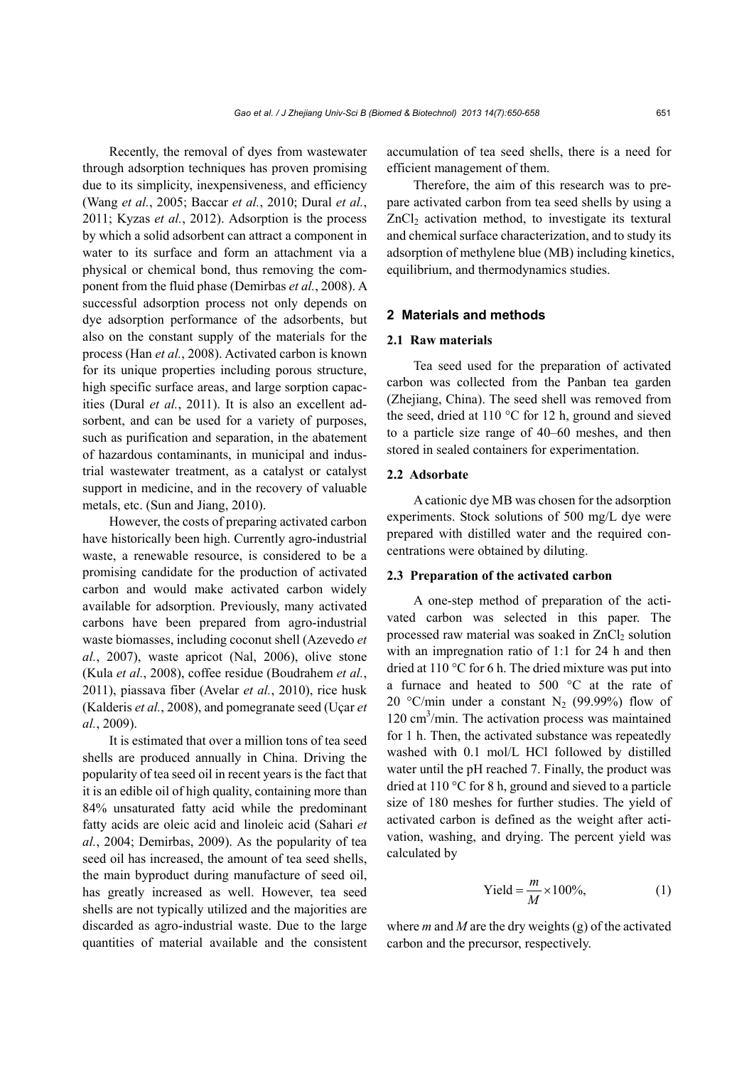Recently, the removal of dyes from wastewater through adsorption techniques has proven promising due to its simplicity, inexpensiveness, and efficiency (Wang *et al.*, 2005; Baccar *et al.*, 2010; Dural *et al.*, 2011; Kyzas *et al.*, 2012). Adsorption is the process by which a solid adsorbent can attract a component in water to its surface and form an attachment via a physical or chemical bond, thus removing the component from the fluid phase (Demirbas *et al.*, 2008). A successful adsorption process not only depends on dye adsorption performance of the adsorbents, but also on the constant supply of the materials for the process (Han *et al.*, 2008). Activated carbon is known for its unique properties including porous structure, high specific surface areas, and large sorption capacities (Dural *et al.*, 2011). It is also an excellent adsorbent, and can be used for a variety of purposes, such as purification and separation, in the abatement of hazardous contaminants, in municipal and industrial wastewater treatment, as a catalyst or catalyst support in medicine, and in the recovery of valuable metals, etc. (Sun and Jiang, 2010).

However, the costs of preparing activated carbon have historically been high. Currently agro-industrial waste, a renewable resource, is considered to be a promising candidate for the production of activated carbon and would make activated carbon widely available for adsorption. Previously, many activated carbons have been prepared from agro-industrial waste biomasses, including coconut shell (Azevedo *et al.*, 2007), waste apricot (Nal, 2006), olive stone (Kula *et al.*, 2008), coffee residue (Boudrahem *et al.*, 2011), piassava fiber (Avelar *et al.*, 2010), rice husk (Kalderis *et al.*, 2008), and pomegranate seed (Uçar *et al.*, 2009).

It is estimated that over a million tons of tea seed shells are produced annually in China. Driving the popularity of tea seed oil in recent years is the fact that it is an edible oil of high quality, containing more than 84% unsaturated fatty acid while the predominant fatty acids are oleic acid and linoleic acid (Sahari *et al.*, 2004; Demirbas, 2009). As the popularity of tea seed oil has increased, the amount of tea seed shells, the main byproduct during manufacture of seed oil, has greatly increased as well. However, tea seed shells are not typically utilized and the majorities are discarded as agro-industrial waste. Due to the large quantities of material available and the consistent accumulation of tea seed shells, there is a need for efficient management of them.

Therefore, the aim of this research was to prepare activated carbon from tea seed shells by using a $ZnCl_2$ activation method, to investigate its textural and chemical surface characterization, and to study its adsorption of methylene blue (MB) including kinetics, equilibrium, and thermodynamics studies.

## 2 Materials and methods

### 2.1 Raw materials

Tea seed used for the preparation of activated carbon was collected from the Panban tea garden (Zhejiang, China). The seed shell was removed from the seed, dried at 110 °C for 12 h, ground and sieved to a particle size range of 40–60 meshes, and then stored in sealed containers for experimentation.

### 2.2 Adsorbate

A cationic dye MB was chosen for the adsorption experiments. Stock solutions of 500 mg/L dye were prepared with distilled water and the required concentrations were obtained by diluting.

### 2.3 Preparation of the activated carbon

A one-step method of preparation of the activated carbon was selected in this paper. The processed raw material was soaked in $ZnCl_2$ solution with an impregnation ratio of 1:1 for 24 h and then dried at 110 °C for 6 h. The dried mixture was put into a furnace and heated to 500 °C at the rate of 20 °C/min under a constant $N_2$ (99.99%) flow of 120 $cm^3$/min. The activation process was maintained for 1 h. Then, the activated substance was repeatedly washed with 0.1 mol/L HCl followed by distilled water until the pH reached 7. Finally, the product was dried at 110 °C for 8 h, ground and sieved to a particle size of 180 meshes for further studies. The yield of activated carbon is defined as the weight after activation, washing, and drying. The percent yield was calculated by

$$\text{Yield} = \frac{m}{M} \times 100\%, \tag{1}$$

where $m$ and $M$ are the dry weights (g) of the activated carbon and the precursor, respectively.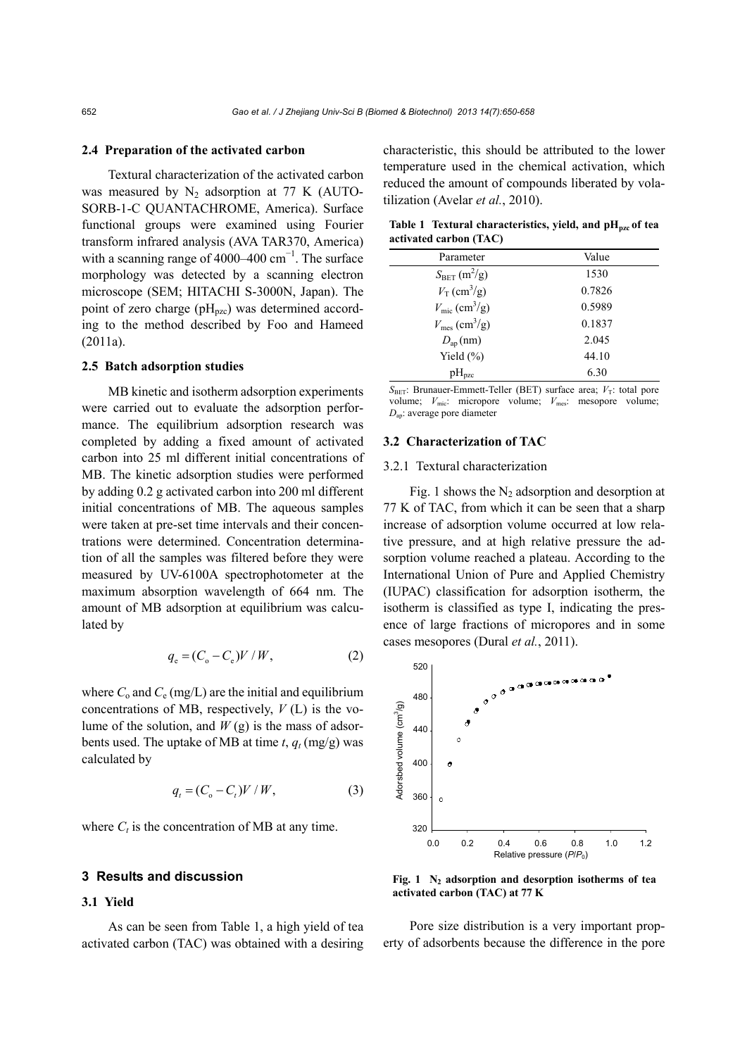### 2.4 Preparation of the activated carbon

Textural characterization of the activated carbon was measured by $N_2$ adsorption at 77 K (AUTOSORB-1-C QUANTACHROME, America). Surface functional groups were examined using Fourier transform infrared analysis (AVA TAR370, America) with a scanning range of 4000–400 $cm^{-1}$. The surface morphology was detected by a scanning electron microscope (SEM; HITACHI S-3000N, Japan). The point of zero charge ($pH_{pzc}$) was determined according to the method described by Foo and Hameed (2011a).

### 2.5 Batch adsorption studies

MB kinetic and isotherm adsorption experiments were carried out to evaluate the adsorption performance. The equilibrium adsorption research was completed by adding a fixed amount of activated carbon into 25 ml different initial concentrations of MB. The kinetic adsorption studies were performed by adding 0.2 g activated carbon into 200 ml different initial concentrations of MB. The aqueous samples were taken at pre-set time intervals and their concentrations were determined. Concentration determination of all the samples was filtered before they were measured by UV-6100A spectrophotometer at the maximum absorption wavelength of 664 nm. The amount of MB adsorption at equilibrium was calculated by

$$q_e = (C_o - C_e)V / W, \tag{2}$$

where $C_o$ and $C_e$ (mg/L) are the initial and equilibrium concentrations of MB, respectively, $V$ (L) is the volume of the solution, and $W$ (g) is the mass of adsorbents used. The uptake of MB at time $t$, $q_t$ (mg/g) was calculated by

$$q_t = (C_o - C_t)V / W, \tag{3}$$

where $C_t$ is the concentration of MB at any time.

## 3 Results and discussion

### 3.1 Yield

As can be seen from Table 1, a high yield of tea activated carbon (TAC) was obtained with a desiring characteristic, this should be attributed to the lower temperature used in the chemical activation, which reduced the amount of compounds liberated by volatilization (Avelar *et al.*, 2010).

**Table 1 Textural characteristics, yield, and $pH_{pzc}$ of tea activated carbon (TAC)**

| Parameter | Value |
|---|---|
| $S_{BET}$ ($m^2/g$) | 1530 |
| $V_T$ ($cm^3/g$) | 0.7826 |
| $V_{mic}$ ($cm^3/g$) | 0.5989 |
| $V_{mes}$ ($cm^3/g$) | 0.1837 |
| $D_{ap}$ (nm) | 2.045 |
| Yield (%) | 44.10 |
| $pH_{pzc}$ | 6.30 |

$S_{BET}$: Brunauer-Emmett-Teller (BET) surface area; $V_T$: total pore volume; $V_{mic}$: micropore volume; $V_{mes}$: mesopore volume; $D_{ap}$: average pore diameter

### 3.2 Characterization of TAC

#### 3.2.1 Textural characterization

Fig. 1 shows the $N_2$ adsorption and desorption at 77 K of TAC, from which it can be seen that a sharp increase of adsorption volume occurred at low relative pressure, and at high relative pressure the adsorption volume reached a plateau. According to the International Union of Pure and Applied Chemistry (IUPAC) classification for adsorption isotherm, the isotherm is classified as type I, indicating the presence of large fractions of micropores and in some cases mesopores (Dural *et al.*, 2011).

**Fig. 1 $N_2$ adsorption and desorption isotherms of tea activated carbon (TAC) at 77 K**

Pore size distribution is a very important property of adsorbents because the difference in the pore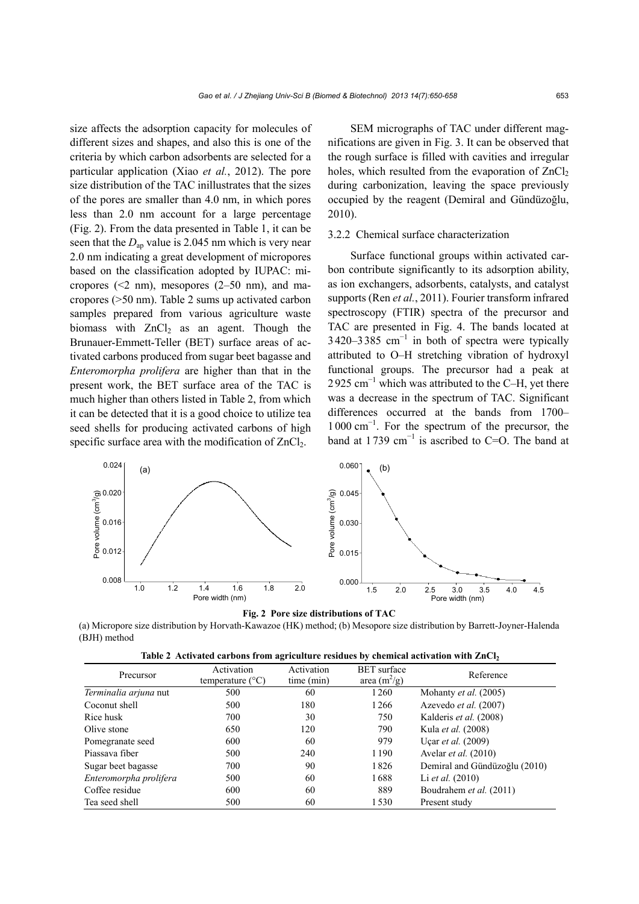size affects the adsorption capacity for molecules of different sizes and shapes, and also this is one of the criteria by which carbon adsorbents are selected for a particular application (Xiao *et al.*, 2012). The pore size distribution of the TAC inillustrates that the sizes of the pores are smaller than 4.0 nm, in which pores less than 2.0 nm account for a large percentage (Fig. 2). From the data presented in Table 1, it can be seen that the $D_{ap}$ value is 2.045 nm which is very near 2.0 nm indicating a great development of micropores based on the classification adopted by IUPAC: micropores (<2 nm), mesopores (2–50 nm), and macropores (>50 nm). Table 2 sums up activated carbon samples prepared from various agriculture waste biomass with $ZnCl_2$ as an agent. Though the Brunauer-Emmett-Teller (BET) surface areas of activated carbons produced from sugar beet bagasse and *Enteromorpha prolifera* are higher than that in the present work, the BET surface area of the TAC is much higher than others listed in Table 2, from which it can be detected that it is a good choice to utilize tea seed shells for producing activated carbons of high specific surface area with the modification of $ZnCl_2$.

SEM micrographs of TAC under different magnifications are given in Fig. 3. It can be observed that the rough surface is filled with cavities and irregular holes, which resulted from the evaporation of $ZnCl_2$ during carbonization, leaving the space previously occupied by the reagent (Demiral and Gündüzoğlu, 2010).

### 3.2.2 Chemical surface characterization

Surface functional groups within activated carbon contribute significantly to its adsorption ability, as ion exchangers, adsorbents, catalysts, and catalyst supports (Ren *et al.*, 2011). Fourier transform infrared spectroscopy (FTIR) spectra of the precursor and TAC are presented in Fig. 4. The bands located at 3420–3385 $cm^{-1}$ in both of spectra were typically attributed to O–H stretching vibration of hydroxyl functional groups. The precursor had a peak at 2925 $cm^{-1}$ which was attributed to the C–H, yet there was a decrease in the spectrum of TAC. Significant differences occurred at the bands from 1700–1000 $cm^{-1}$. For the spectrum of the precursor, the band at 1739 $cm^{-1}$ is ascribed to C=O. The band at

**Fig. 2 Pore size distributions of TAC**

(a) Micropore size distribution by Horvath-Kawazoe (HK) method; (b) Mesopore size distribution by Barrett-Joyner-Halenda (BJH) method

**Table 2 Activated carbons from agriculture residues by chemical activation with $ZnCl_2$**

| Precursor | Activation temperature (°C) | Activation time (min) | BET surface area ($m^2/g$) | Reference |
|---|---|---|---|---|
| *Terminalia arjuna* nut | 500 | 60 | 1260 | Mohanty *et al.* (2005) |
| Coconut shell | 500 | 180 | 1266 | Azevedo *et al.* (2007) |
| Rice husk | 700 | 30 | 750 | Kalderis *et al.* (2008) |
| Olive stone | 650 | 120 | 790 | Kula *et al.* (2008) |
| Pomegranate seed | 600 | 60 | 979 | Uçar *et al.* (2009) |
| Piassava fiber | 500 | 240 | 1190 | Avelar *et al.* (2010) |
| Sugar beet bagasse | 700 | 90 | 1826 | Demiral and Gündüzoğlu (2010) |
| *Enteromorpha prolifera* | 500 | 60 | 1688 | Li *et al.* (2010) |
| Coffee residue | 600 | 60 | 889 | Boudrahem *et al.* (2011) |
| Tea seed shell | 500 | 60 | 1530 | Present study |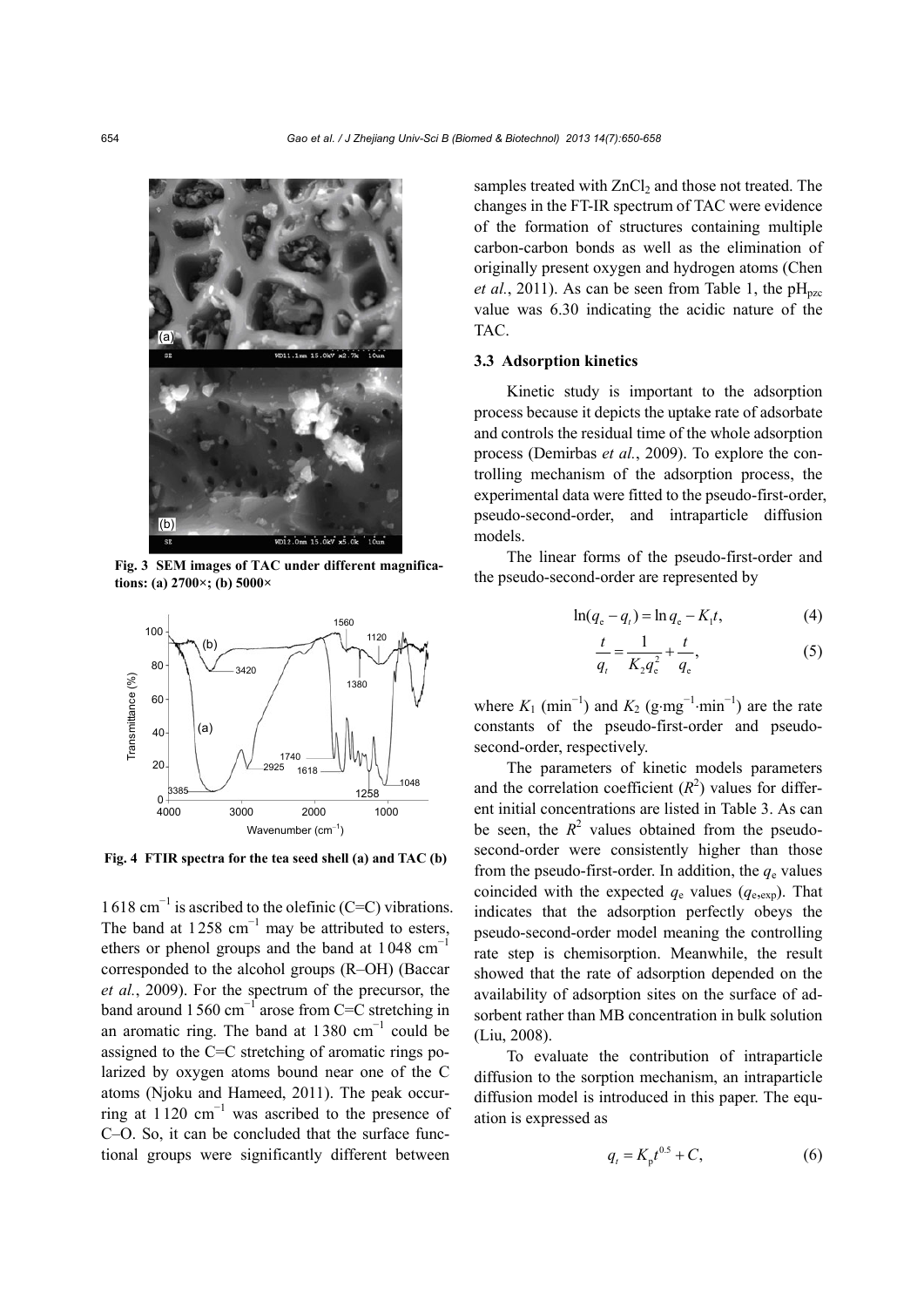Fig. 3 SEM images of TAC under different magnifications: (a) 2700×; (b) 5000×

Fig. 4 FTIR spectra for the tea seed shell (a) and TAC (b)

1618 $cm^{-1}$ is ascribed to the olefinic (C=C) vibrations. The band at 1258 $cm^{-1}$ may be attributed to esters, ethers or phenol groups and the band at 1048 $cm^{-1}$ corresponded to the alcohol groups (R–OH) (Baccar *et al.*, 2009). For the spectrum of the precursor, the band around 1560 $cm^{-1}$ arose from C=C stretching in an aromatic ring. The band at 1380 $cm^{-1}$ could be assigned to the C=C stretching of aromatic rings polarized by oxygen atoms bound near one of the C atoms (Njoku and Hameed, 2011). The peak occurring at 1120 $cm^{-1}$ was ascribed to the presence of C–O. So, it can be concluded that the surface functional groups were significantly different between samples treated with $ZnCl_2$ and those not treated. The changes in the FT-IR spectrum of TAC were evidence of the formation of structures containing multiple carbon-carbon bonds as well as the elimination of originally present oxygen and hydrogen atoms (Chen *et al.*, 2011). As can be seen from Table 1, the $pH_{pzc}$ value was 6.30 indicating the acidic nature of the TAC.

### 3.3 Adsorption kinetics

Kinetic study is important to the adsorption process because it depicts the uptake rate of adsorbate and controls the residual time of the whole adsorption process (Demirbas *et al.*, 2009). To explore the controlling mechanism of the adsorption process, the experimental data were fitted to the pseudo-first-order, pseudo-second-order, and intraparticle diffusion models.

The linear forms of the pseudo-first-order and the pseudo-second-order are represented by

$$\ln(q_e - q_t) = \ln q_e - K_1 t, \tag{4}$$

$$\frac{t}{q_t} = \frac{1}{K_2 q_e^2} + \frac{t}{q_e}, \tag{5}$$

where $K_1$ ($min^{-1}$) and $K_2$ ($g \cdot mg^{-1} \cdot min^{-1}$) are the rate constants of the pseudo-first-order and pseudo-second-order, respectively.

The parameters of kinetic models parameters and the correlation coefficient ($R^2$) values for different initial concentrations are listed in Table 3. As can be seen, the $R^2$ values obtained from the pseudo-second-order were consistently higher than those from the pseudo-first-order. In addition, the $q_e$ values coincided with the expected $q_e$ values ($q_{e,exp}$). That indicates that the adsorption perfectly obeys the pseudo-second-order model meaning the controlling rate step is chemisorption. Meanwhile, the result showed that the rate of adsorption depended on the availability of adsorption sites on the surface of adsorbent rather than MB concentration in bulk solution (Liu, 2008).

To evaluate the contribution of intraparticle diffusion to the sorption mechanism, an intraparticle diffusion model is introduced in this paper. The equation is expressed as

$$q_t = K_p t^{0.5} + C, \tag{6}$$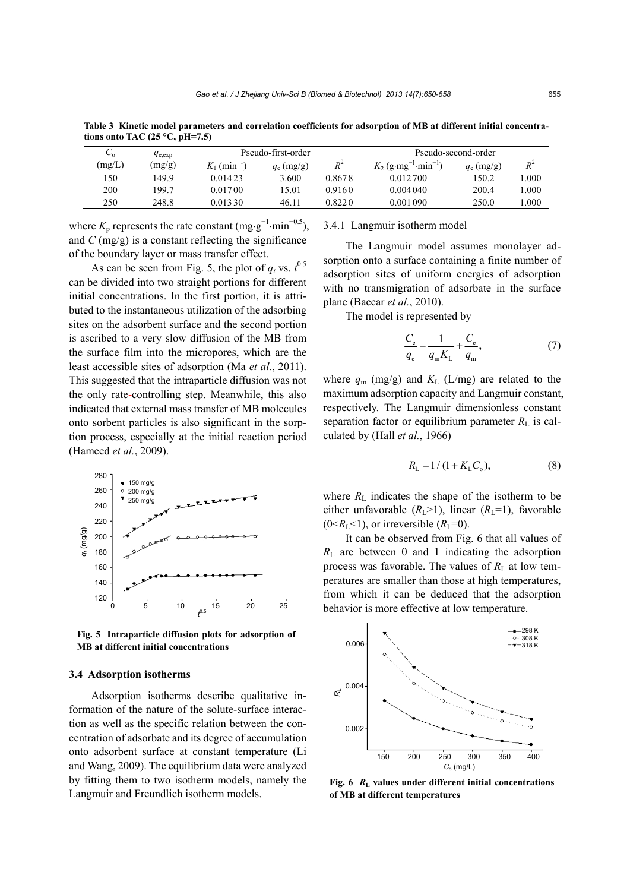**Table 3 Kinetic model parameters and correlation coefficients for adsorption of MB at different initial concentrations onto TAC (25 °C, pH=7.5)**

| $C_o$ (mg/L) | $q_{e,exp}$ (mg/g) | Pseudo-first-order | | | Pseudo-second-order | | |
|---|---|---|---|---|---|---|---|
| | | $K_1$ (min$^{-1}$) | $q_e$ (mg/g) | $R^2$ | $K_2$ (g·mg$^{-1}$·min$^{-1}$) | $q_e$ (mg/g) | $R^2$ |
| 150 | 149.9 | 0.01423 | 3.600 | 0.8678 | 0.012700 | 150.2 | 1.000 |
| 200 | 199.7 | 0.01700 | 15.01 | 0.9160 | 0.004040 | 200.4 | 1.000 |
| 250 | 248.8 | 0.01330 | 46.11 | 0.8220 | 0.001090 | 250.0 | 1.000 |

where $K_p$ represents the rate constant (mg·g$^{-1}$·min$^{-0.5}$), and $C$ (mg/g) is a constant reflecting the significance of the boundary layer or mass transfer effect.

As can be seen from Fig. 5, the plot of $q_t$ vs. $t^{0.5}$ can be divided into two straight portions for different initial concentrations. In the first portion, it is attributed to the instantaneous utilization of the adsorbing sites on the adsorbent surface and the second portion is ascribed to a very slow diffusion of the MB from the surface film into the micropores, which are the least accessible sites of adsorption (Ma *et al.*, 2011). This suggested that the intraparticle diffusion was not the only rate-controlling step. Meanwhile, this also indicated that external mass transfer of MB molecules onto sorbent particles is also significant in the sorption process, especially at the initial reaction period (Hameed *et al.*, 2009).

**Fig. 5 Intraparticle diffusion plots for adsorption of MB at different initial concentrations**

### 3.4 Adsorption isotherms

Adsorption isotherms describe qualitative information of the nature of the solute-surface interaction as well as the specific relation between the concentration of adsorbate and its degree of accumulation onto adsorbent surface at constant temperature (Li and Wang, 2009). The equilibrium data were analyzed by fitting them to two isotherm models, namely the Langmuir and Freundlich isotherm models.

#### 3.4.1 Langmuir isotherm model

The Langmuir model assumes monolayer adsorption onto a surface containing a finite number of adsorption sites of uniform energies of adsorption with no transmigration of adsorbate in the surface plane (Baccar *et al.*, 2010).

The model is represented by

$$\frac{C_e}{q_e} = \frac{1}{q_m K_L} + \frac{C_e}{q_m}, \tag{7}$$

where $q_m$ (mg/g) and $K_L$ (L/mg) are related to the maximum adsorption capacity and Langmuir constant, respectively. The Langmuir dimensionless constant separation factor or equilibrium parameter $R_L$ is calculated by (Hall *et al.*, 1966)

$$R_L = 1/(1 + K_L C_o), \tag{8}$$

where $R_L$ indicates the shape of the isotherm to be either unfavorable ($R_L$>1), linear ($R_L$=1), favorable (0<$R_L$<1), or irreversible ($R_L$=0).

It can be observed from Fig. 6 that all values of $R_L$ are between 0 and 1 indicating the adsorption process was favorable. The values of $R_L$ at low temperatures are smaller than those at high temperatures, from which it can be deduced that the adsorption behavior is more effective at low temperature.

**Fig. 6 $R_L$ values under different initial concentrations of MB at different temperatures**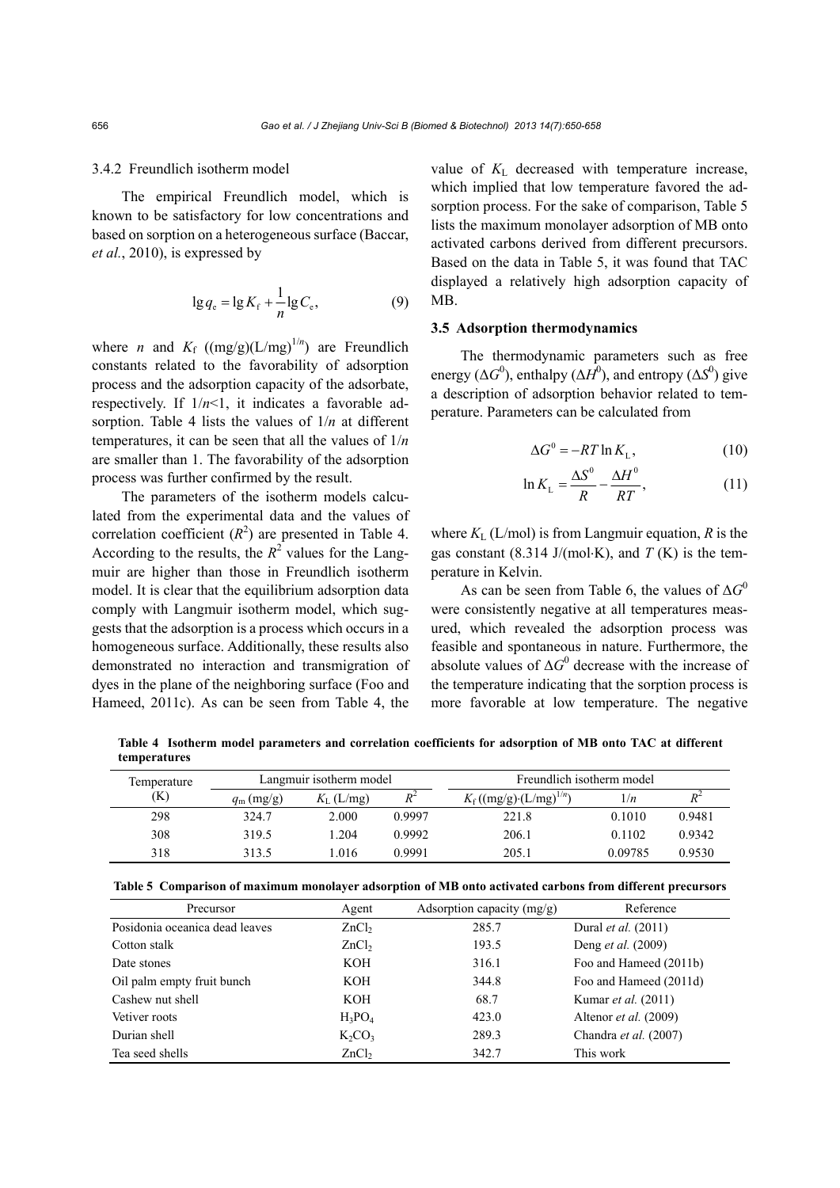#### 3.4.2 Freundlich isotherm model

The empirical Freundlich model, which is known to be satisfactory for low concentrations and based on sorption on a heterogeneous surface (Baccar, *et al.*, 2010), is expressed by

$$\lg q_{\mathrm{e}} = \lg K_{\mathrm{f}} + \frac{1}{n}\lg C_{\mathrm{e}}, \tag{9}$$

where $n$ and $K_{\mathrm{f}}$ ((mg/g)(L/mg)$^{1/n}$) are Freundlich constants related to the favorability of adsorption process and the adsorption capacity of the adsorbate, respectively. If $1/n<1$, it indicates a favorable adsorption. Table 4 lists the values of $1/n$ at different temperatures, it can be seen that all the values of $1/n$ are smaller than 1. The favorability of the adsorption process was further confirmed by the result.

The parameters of the isotherm models calculated from the experimental data and the values of correlation coefficient ($R^2$) are presented in Table 4. According to the results, the $R^2$ values for the Langmuir are higher than those in Freundlich isotherm model. It is clear that the equilibrium adsorption data comply with Langmuir isotherm model, which suggests that the adsorption is a process which occurs in a homogeneous surface. Additionally, these results also demonstrated no interaction and transmigration of dyes in the plane of the neighboring surface (Foo and Hameed, 2011c). As can be seen from Table 4, the value of $K_{\mathrm{L}}$ decreased with temperature increase, which implied that low temperature favored the adsorption process. For the sake of comparison, Table 5 lists the maximum monolayer adsorption of MB onto activated carbons derived from different precursors. Based on the data in Table 5, it was found that TAC displayed a relatively high adsorption capacity of MB.

### 3.5 Adsorption thermodynamics

The thermodynamic parameters such as free energy ($\Delta G^0$), enthalpy ($\Delta H^0$), and entropy ($\Delta S^0$) give a description of adsorption behavior related to temperature. Parameters can be calculated from

$$\Delta G^0 = -RT\ln K_{\mathrm{L}}, \tag{10}$$

$$\ln K_{\mathrm{L}} = \frac{\Delta S^0}{R} - \frac{\Delta H^0}{RT}, \tag{11}$$

where $K_{\mathrm{L}}$ (L/mol) is from Langmuir equation, $R$ is the gas constant (8.314 J/(mol·K), and $T$ (K) is the temperature in Kelvin.

As can be seen from Table 6, the values of $\Delta G^0$ were consistently negative at all temperatures measured, which revealed the adsorption process was feasible and spontaneous in nature. Furthermore, the absolute values of $\Delta G^0$ decrease with the increase of the temperature indicating that the sorption process is more favorable at low temperature. The negative

**Table 4 Isotherm model parameters and correlation coefficients for adsorption of MB onto TAC at different temperatures**

| Temperature (K) | Langmuir isotherm model | | | Freundlich isotherm model | | |
|---|---|---|---|---|---|---|
| | $q_{\mathrm{m}}$ (mg/g) | $K_{\mathrm{L}}$ (L/mg) | $R^2$ | $K_{\mathrm{f}}$ ((mg/g)·(L/mg)$^{1/n}$) | $1/n$ | $R^2$ |
| 298 | 324.7 | 2.000 | 0.9997 | 221.8 | 0.1010 | 0.9481 |
| 308 | 319.5 | 1.204 | 0.9992 | 206.1 | 0.1102 | 0.9342 |
| 318 | 313.5 | 1.016 | 0.9991 | 205.1 | 0.09785 | 0.9530 |

**Table 5 Comparison of maximum monolayer adsorption of MB onto activated carbons from different precursors**

| Precursor | Agent | Adsorption capacity (mg/g) | Reference |
|---|---|---|---|
| Posidonia oceanica dead leaves | $ZnCl_2$ | 285.7 | Dural *et al.* (2011) |
| Cotton stalk | $ZnCl_2$ | 193.5 | Deng *et al.* (2009) |
| Date stones | KOH | 316.1 | Foo and Hameed (2011b) |
| Oil palm empty fruit bunch | KOH | 344.8 | Foo and Hameed (2011d) |
| Cashew nut shell | KOH | 68.7 | Kumar *et al.* (2011) |
| Vetiver roots | $H_3PO_4$ | 423.0 | Altenor *et al.* (2009) |
| Durian shell | $K_2CO_3$ | 289.3 | Chandra *et al.* (2007) |
| Tea seed shells | $ZnCl_2$ | 342.7 | This work |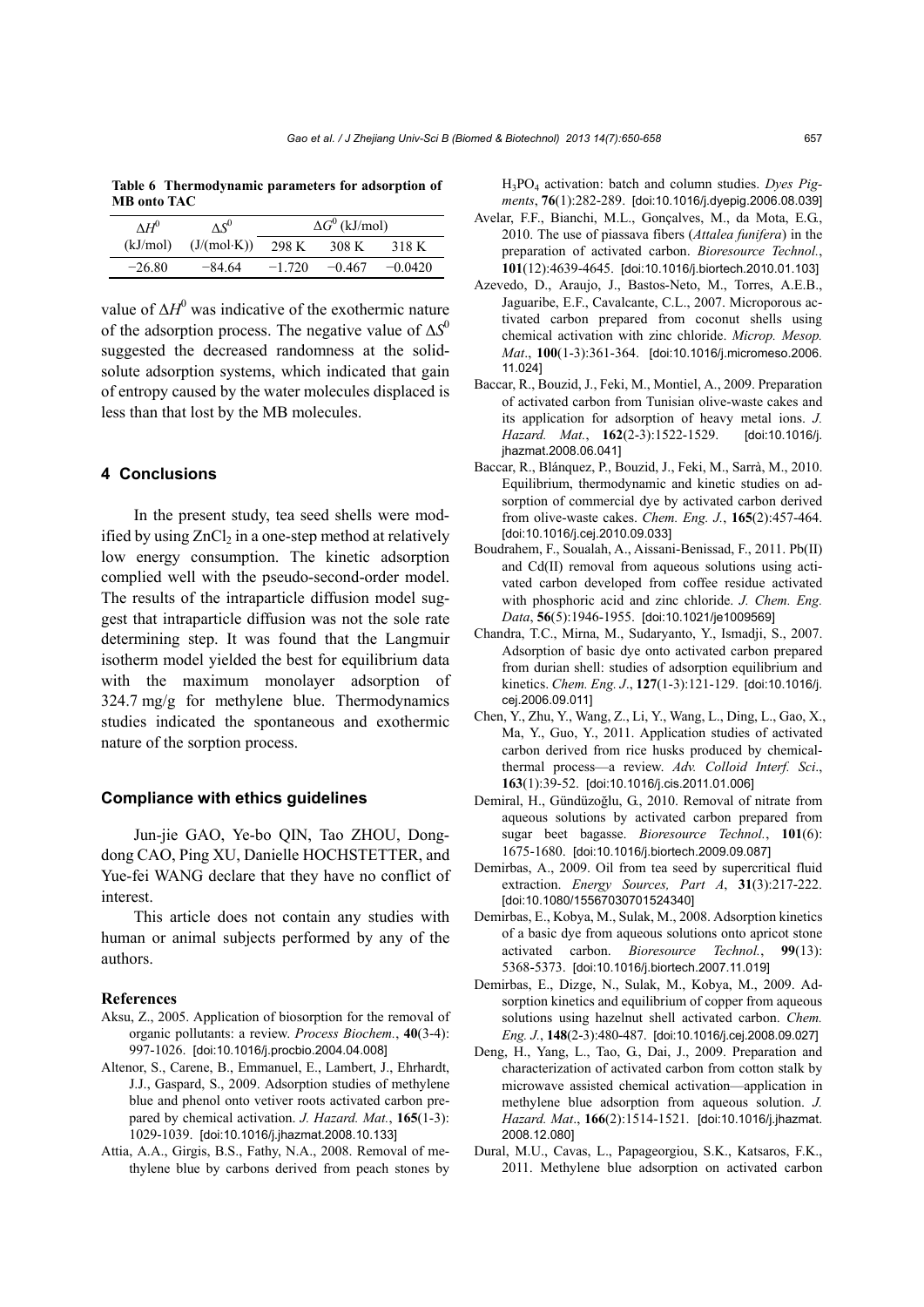**Table 6 Thermodynamic parameters for adsorption of MB onto TAC**

| $\Delta H^0$ (kJ/mol) | $\Delta S^0$ (J/(mol·K)) | $\Delta G^0$ (kJ/mol) | | |
|---|---|---|---|---|
| | | 298 K | 308 K | 318 K |
| −26.80 | −84.64 | −1.720 | −0.467 | −0.0420 |

value of $\Delta H^0$ was indicative of the exothermic nature of the adsorption process. The negative value of $\Delta S^0$ suggested the decreased randomness at the solid-solute adsorption systems, which indicated that gain of entropy caused by the water molecules displaced is less than that lost by the MB molecules.

## 4 Conclusions

In the present study, tea seed shells were modified by using $ZnCl_2$ in a one-step method at relatively low energy consumption. The kinetic adsorption complied well with the pseudo-second-order model. The results of the intraparticle diffusion model suggest that intraparticle diffusion was not the sole rate determining step. It was found that the Langmuir isotherm model yielded the best for equilibrium data with the maximum monolayer adsorption of 324.7 mg/g for methylene blue. Thermodynamics studies indicated the spontaneous and exothermic nature of the sorption process.

### Compliance with ethics guidelines

Jun-jie GAO, Ye-bo QIN, Tao ZHOU, Dong-dong CAO, Ping XU, Danielle HOCHSTETTER, and Yue-fei WANG declare that they have no conflict of interest.

This article does not contain any studies with human or animal subjects performed by any of the authors.

### References

Aksu, Z., 2005. Application of biosorption for the removal of organic pollutants: a review. *Process Biochem.*, **40**(3-4): 997-1026. [doi:10.1016/j.procbio.2004.04.008]

Altenor, S., Carene, B., Emmanuel, E., Lambert, J., Ehrhardt, J.J., Gaspard, S., 2009. Adsorption studies of methylene blue and phenol onto vetiver roots activated carbon prepared by chemical activation. *J. Hazard. Mat.*, **165**(1-3): 1029-1039. [doi:10.1016/j.jhazmat.2008.10.133]

Attia, A.A., Girgis, B.S., Fathy, N.A., 2008. Removal of methylene blue by carbons derived from peach stones by $H_3PO_4$ activation: batch and column studies. *Dyes Pigments*, **76**(1):282-289. [doi:10.1016/j.dyepig.2006.08.039]

Avelar, F.F., Bianchi, M.L., Gonçalves, M., da Mota, E.G., 2010. The use of piassava fibers (*Attalea funifera*) in the preparation of activated carbon. *Bioresource Technol.*, **101**(12):4639-4645. [doi:10.1016/j.biortech.2010.01.103]

Azevedo, D., Araujo, J., Bastos-Neto, M., Torres, A.E.B., Jaguaribe, E.F., Cavalcante, C.L., 2007. Microporous activated carbon prepared from coconut shells using chemical activation with zinc chloride. *Microp. Mesop. Mat*., **100**(1-3):361-364. [doi:10.1016/j.micromeso.2006.11.024]

Baccar, R., Bouzid, J., Feki, M., Montiel, A., 2009. Preparation of activated carbon from Tunisian olive-waste cakes and its application for adsorption of heavy metal ions. *J. Hazard. Mat.*, **162**(2-3):1522-1529. [doi:10.1016/j.jhazmat.2008.06.041]

Baccar, R., Blánquez, P., Bouzid, J., Feki, M., Sarrà, M., 2010. Equilibrium, thermodynamic and kinetic studies on adsorption of commercial dye by activated carbon derived from olive-waste cakes. *Chem. Eng. J.*, **165**(2):457-464. [doi:10.1016/j.cej.2010.09.033]

Boudrahem, F., Soualah, A., Aissani-Benissad, F., 2011. Pb(II) and Cd(II) removal from aqueous solutions using activated carbon developed from coffee residue activated with phosphoric acid and zinc chloride. *J. Chem. Eng. Data*, **56**(5):1946-1955. [doi:10.1021/je1009569]

Chandra, T.C., Mirna, M., Sudaryanto, Y., Ismadji, S., 2007. Adsorption of basic dye onto activated carbon prepared from durian shell: studies of adsorption equilibrium and kinetics. *Chem. Eng. J*., **127**(1-3):121-129. [doi:10.1016/j.cej.2006.09.011]

Chen, Y., Zhu, Y., Wang, Z., Li, Y., Wang, L., Ding, L., Gao, X., Ma, Y., Guo, Y., 2011. Application studies of activated carbon derived from rice husks produced by chemical-thermal process—a review. *Adv. Colloid Interf. Sci*., **163**(1):39-52. [doi:10.1016/j.cis.2011.01.006]

Demiral, H., Gündüzoğlu, G., 2010. Removal of nitrate from aqueous solutions by activated carbon prepared from sugar beet bagasse. *Bioresource Technol.*, **101**(6): 1675-1680. [doi:10.1016/j.biortech.2009.09.087]

Demirbas, A., 2009. Oil from tea seed by supercritical fluid extraction. *Energy Sources, Part A*, **31**(3):217-222. [doi:10.1080/15567030701524340]

Demirbas, E., Kobya, M., Sulak, M., 2008. Adsorption kinetics of a basic dye from aqueous solutions onto apricot stone activated carbon. *Bioresource Technol.*, **99**(13): 5368-5373. [doi:10.1016/j.biortech.2007.11.019]

Demirbas, E., Dizge, N., Sulak, M., Kobya, M., 2009. Adsorption kinetics and equilibrium of copper from aqueous solutions using hazelnut shell activated carbon. *Chem. Eng. J*., **148**(2-3):480-487. [doi:10.1016/j.cej.2008.09.027]

Deng, H., Yang, L., Tao, G., Dai, J., 2009. Preparation and characterization of activated carbon from cotton stalk by microwave assisted chemical activation—application in methylene blue adsorption from aqueous solution. *J. Hazard. Mat*., **166**(2):1514-1521. [doi:10.1016/j.jhazmat.2008.12.080]

Dural, M.U., Cavas, L., Papageorgiou, S.K., Katsaros, F.K., 2011. Methylene blue adsorption on activated carbon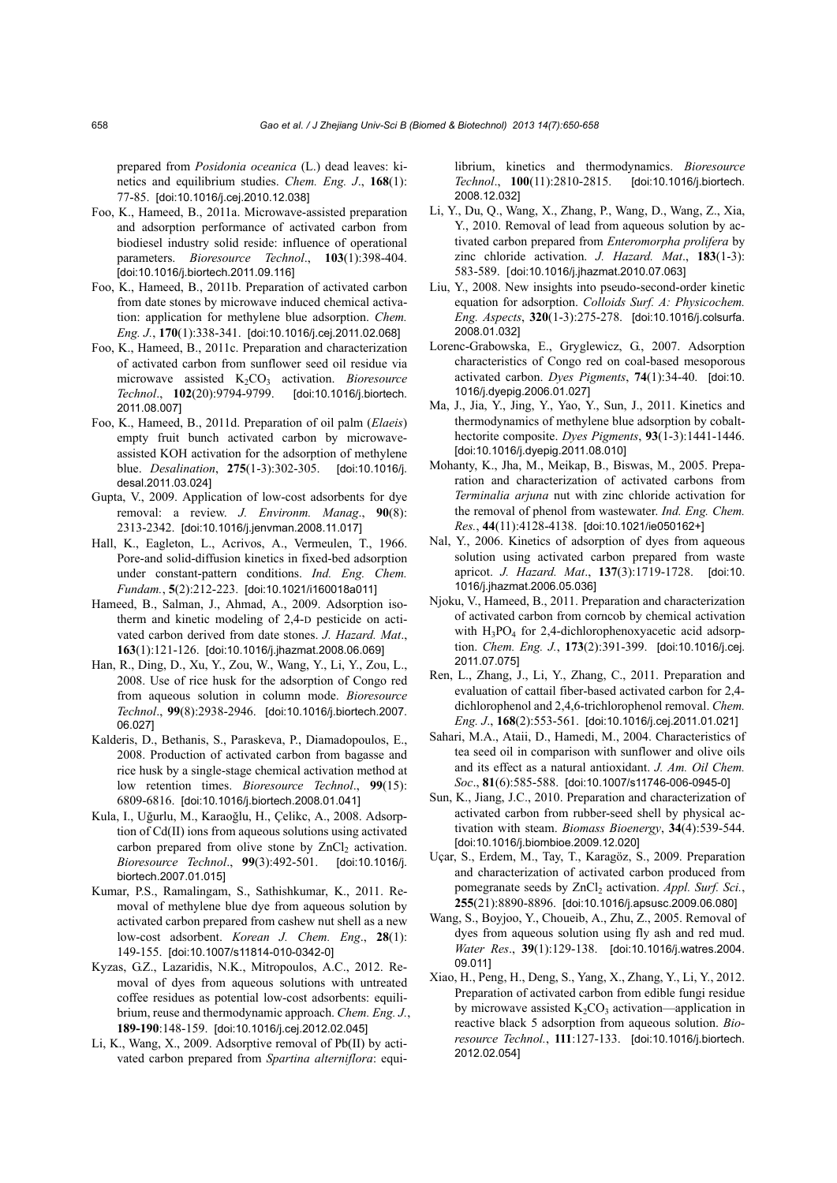prepared from *Posidonia oceanica* (L.) dead leaves: kinetics and equilibrium studies. *Chem. Eng. J.*, **168**(1): 77-85. [doi:10.1016/j.cej.2010.12.038]

Foo, K., Hameed, B., 2011a. Microwave-assisted preparation and adsorption performance of activated carbon from biodiesel industry solid reside: influence of operational parameters. *Bioresource Technol.*, **103**(1):398-404. [doi:10.1016/j.biortech.2011.09.116]

Foo, K., Hameed, B., 2011b. Preparation of activated carbon from date stones by microwave induced chemical activation: application for methylene blue adsorption. *Chem. Eng. J.*, **170**(1):338-341. [doi:10.1016/j.cej.2011.02.068]

Foo, K., Hameed, B., 2011c. Preparation and characterization of activated carbon from sunflower seed oil residue via microwave assisted $K_2CO_3$ activation. *Bioresource Technol.*, **102**(20):9794-9799. [doi:10.1016/j.biortech.2011.08.007]

Foo, K., Hameed, B., 2011d. Preparation of oil palm (*Elaeis*) empty fruit bunch activated carbon by microwave-assisted KOH activation for the adsorption of methylene blue. *Desalination*, **275**(1-3):302-305. [doi:10.1016/j.desal.2011.03.024]

Gupta, V., 2009. Application of low-cost adsorbents for dye removal: a review. *J. Environm. Manag.*, **90**(8): 2313-2342. [doi:10.1016/j.jenvman.2008.11.017]

Hall, K., Eagleton, L., Acrivos, A., Vermeulen, T., 1966. Pore-and solid-diffusion kinetics in fixed-bed adsorption under constant-pattern conditions. *Ind. Eng. Chem. Fundam.*, **5**(2):212-223. [doi:10.1021/i160018a011]

Hameed, B., Salman, J., Ahmad, A., 2009. Adsorption isotherm and kinetic modeling of 2,4-D pesticide on activated carbon derived from date stones. *J. Hazard. Mat.*, **163**(1):121-126. [doi:10.1016/j.jhazmat.2008.06.069]

Han, R., Ding, D., Xu, Y., Zou, W., Wang, Y., Li, Y., Zou, L., 2008. Use of rice husk for the adsorption of Congo red from aqueous solution in column mode. *Bioresource Technol.*, **99**(8):2938-2946. [doi:10.1016/j.biortech.2007.06.027]

Kalderis, D., Bethanis, S., Paraskeva, P., Diamadopoulos, E., 2008. Production of activated carbon from bagasse and rice husk by a single-stage chemical activation method at low retention times. *Bioresource Technol.*, **99**(15): 6809-6816. [doi:10.1016/j.biortech.2008.01.041]

Kula, I., Uğurlu, M., Karaoğlu, H., Çelikc, A., 2008. Adsorption of Cd(II) ions from aqueous solutions using activated carbon prepared from olive stone by $ZnCl_2$ activation. *Bioresource Technol.*, **99**(3):492-501. [doi:10.1016/j.biortech.2007.01.015]

Kumar, P.S., Ramalingam, S., Sathishkumar, K., 2011. Removal of methylene blue dye from aqueous solution by activated carbon prepared from cashew nut shell as a new low-cost adsorbent. *Korean J. Chem. Eng.*, **28**(1): 149-155. [doi:10.1007/s11814-010-0342-0]

Kyzas, G.Z., Lazaridis, N.K., Mitropoulos, A.C., 2012. Removal of dyes from aqueous solutions with untreated coffee residues as potential low-cost adsorbents: equilibrium, reuse and thermodynamic approach. *Chem. Eng. J.*, **189-190**:148-159. [doi:10.1016/j.cej.2012.02.045]

Li, K., Wang, X., 2009. Adsorptive removal of Pb(II) by activated carbon prepared from *Spartina alterniflora*: equilibrium, kinetics and thermodynamics. *Bioresource Technol.*, **100**(11):2810-2815. [doi:10.1016/j.biortech.2008.12.032]

Li, Y., Du, Q., Wang, X., Zhang, P., Wang, D., Wang, Z., Xia, Y., 2010. Removal of lead from aqueous solution by activated carbon prepared from *Enteromorpha prolifera* by zinc chloride activation. *J. Hazard. Mat.*, **183**(1-3): 583-589. [doi:10.1016/j.jhazmat.2010.07.063]

Liu, Y., 2008. New insights into pseudo-second-order kinetic equation for adsorption. *Colloids Surf. A: Physicochem. Eng. Aspects*, **320**(1-3):275-278. [doi:10.1016/j.colsurfa.2008.01.032]

Lorenc-Grabowska, E., Gryglewicz, G., 2007. Adsorption characteristics of Congo red on coal-based mesoporous activated carbon. *Dyes Pigments*, **74**(1):34-40. [doi:10.1016/j.dyepig.2006.01.027]

Ma, J., Jia, Y., Jing, Y., Yao, Y., Sun, J., 2011. Kinetics and thermodynamics of methylene blue adsorption by cobalt-hectorite composite. *Dyes Pigments*, **93**(1-3):1441-1446. [doi:10.1016/j.dyepig.2011.08.010]

Mohanty, K., Jha, M., Meikap, B., Biswas, M., 2005. Preparation and characterization of activated carbons from *Terminalia arjuna* nut with zinc chloride activation for the removal of phenol from wastewater. *Ind. Eng. Chem. Res.*, **44**(11):4128-4138. [doi:10.1021/ie050162+]

Nal, Y., 2006. Kinetics of adsorption of dyes from aqueous solution using activated carbon prepared from waste apricot. *J. Hazard. Mat.*, **137**(3):1719-1728. [doi:10.1016/j.jhazmat.2006.05.036]

Njoku, V., Hameed, B., 2011. Preparation and characterization of activated carbon from corncob by chemical activation with $H_3PO_4$ for 2,4-dichlorophenoxyacetic acid adsorption. *Chem. Eng. J.*, **173**(2):391-399. [doi:10.1016/j.cej.2011.07.075]

Ren, L., Zhang, J., Li, Y., Zhang, C., 2011. Preparation and evaluation of cattail fiber-based activated carbon for 2,4-dichlorophenol and 2,4,6-trichlorophenol removal. *Chem. Eng. J.*, **168**(2):553-561. [doi:10.1016/j.cej.2011.01.021]

Sahari, M.A., Ataii, D., Hamedi, M., 2004. Characteristics of tea seed oil in comparison with sunflower and olive oils and its effect as a natural antioxidant. *J. Am. Oil Chem. Soc.*, **81**(6):585-588. [doi:10.1007/s11746-006-0945-0]

Sun, K., Jiang, J.C., 2010. Preparation and characterization of activated carbon from rubber-seed shell by physical activation with steam. *Biomass Bioenergy*, **34**(4):539-544. [doi:10.1016/j.biombioe.2009.12.020]

Uçar, S., Erdem, M., Tay, T., Karagöz, S., 2009. Preparation and characterization of activated carbon produced from pomegranate seeds by $ZnCl_2$ activation. *Appl. Surf. Sci.*, **255**(21):8890-8896. [doi:10.1016/j.apsusc.2009.06.080]

Wang, S., Boyjoo, Y., Choueib, A., Zhu, Z., 2005. Removal of dyes from aqueous solution using fly ash and red mud. *Water Res.*, **39**(1):129-138. [doi:10.1016/j.watres.2004.09.011]

Xiao, H., Peng, H., Deng, S., Yang, X., Zhang, Y., Li, Y., 2012. Preparation of activated carbon from edible fungi residue by microwave assisted $K_2CO_3$ activation—application in reactive black 5 adsorption from aqueous solution. *Bioresource Technol.*, **111**:127-133. [doi:10.1016/j.biortech.2012.02.054]